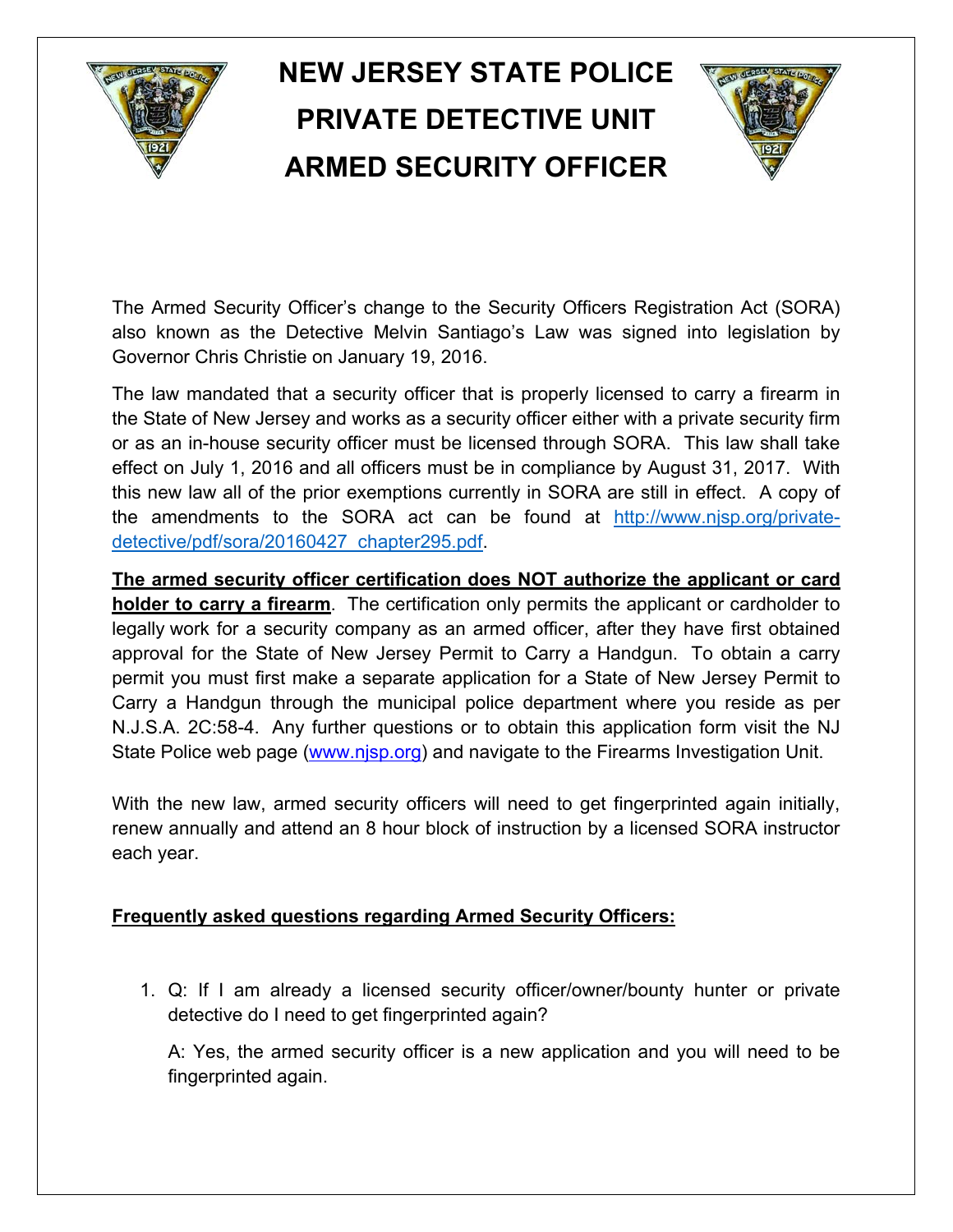# NEW JERSEY STATE POLICE PRIVATE DETECTIVE UNIT ARMED SECURITY OFFICER

The Armed Security Officer's change to the Security Officers Registration Act (SORA) also known as the Detective Melvin Santiago's Law was signed into legislation by Governor Chris Christie on January 19, 2016.

The law mandated that a security officer that is properly licensed to carry a firearm in the State of New Jersey and works as a security officer either with a private security firm or as an in-house security officer must be licensed through SORA. This law shall take effect on July 1, 2016 and all officers must be in compliance by August 31, 2017. With this new law all of the prior exemptions currently in SORA are still in effect. A copy of the amendments to the SORA act can be found at http://www.njsp.org/private-detective/pdf/sora/20160427_chapter295.pdf.

**The armed security officer certification does NOT authorize the applicant or card holder to carry a firearm**. The certification only permits the applicant or cardholder to legally work for a security company as an armed officer, after they have first obtained approval for the State of New Jersey Permit to Carry a Handgun. To obtain a carry permit you must first make a separate application for a State of New Jersey Permit to Carry a Handgun through the municipal police department where you reside as per N.J.S.A. 2C:58-4. Any further questions or to obtain this application form visit the NJ State Police web page (www.njsp.org) and navigate to the Firearms Investigation Unit.

With the new law, armed security officers will need to get fingerprinted again initially, renew annually and attend an 8 hour block of instruction by a licensed SORA instructor each year.

**Frequently asked questions regarding Armed Security Officers:**

1. Q: If I am already a licensed security officer/owner/bounty hunter or private detective do I need to get fingerprinted again?

   A: Yes, the armed security officer is a new application and you will need to be fingerprinted again.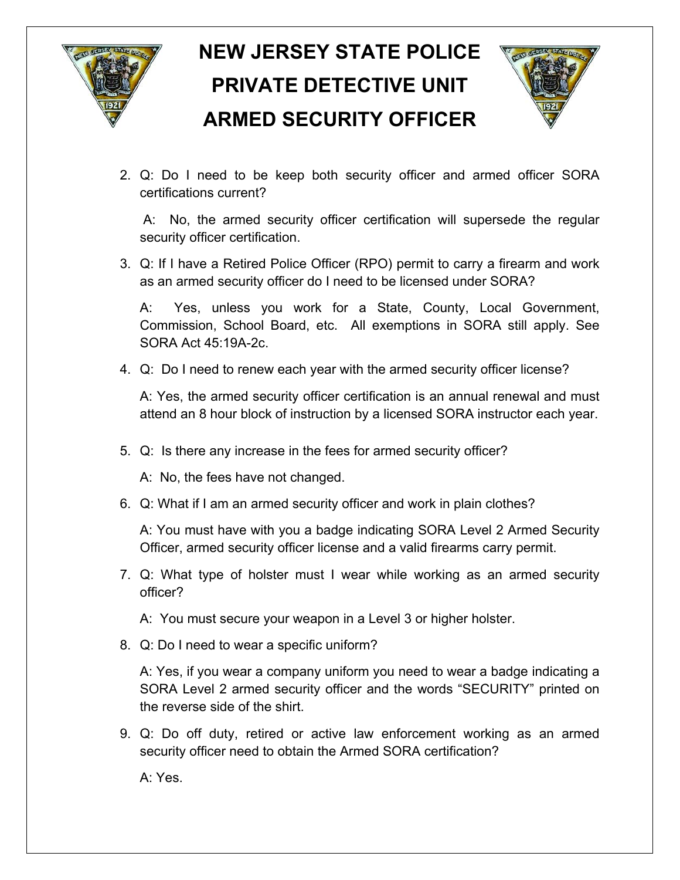# NEW JERSEY STATE POLICE
# PRIVATE DETECTIVE UNIT
# ARMED SECURITY OFFICER

2. Q: Do I need to be keep both security officer and armed officer SORA certifications current?

   A: No, the armed security officer certification will supersede the regular security officer certification.

3. Q: If I have a Retired Police Officer (RPO) permit to carry a firearm and work as an armed security officer do I need to be licensed under SORA?

   A: Yes, unless you work for a State, County, Local Government, Commission, School Board, etc. All exemptions in SORA still apply. See SORA Act 45:19A-2c.

4. Q: Do I need to renew each year with the armed security officer license?

   A: Yes, the armed security officer certification is an annual renewal and must attend an 8 hour block of instruction by a licensed SORA instructor each year.

5. Q: Is there any increase in the fees for armed security officer?

   A: No, the fees have not changed.

6. Q: What if I am an armed security officer and work in plain clothes?

   A: You must have with you a badge indicating SORA Level 2 Armed Security Officer, armed security officer license and a valid firearms carry permit.

7. Q: What type of holster must I wear while working as an armed security officer?

   A: You must secure your weapon in a Level 3 or higher holster.

8. Q: Do I need to wear a specific uniform?

   A: Yes, if you wear a company uniform you need to wear a badge indicating a SORA Level 2 armed security officer and the words "SECURITY" printed on the reverse side of the shirt.

9. Q: Do off duty, retired or active law enforcement working as an armed security officer need to obtain the Armed SORA certification?

   A: Yes.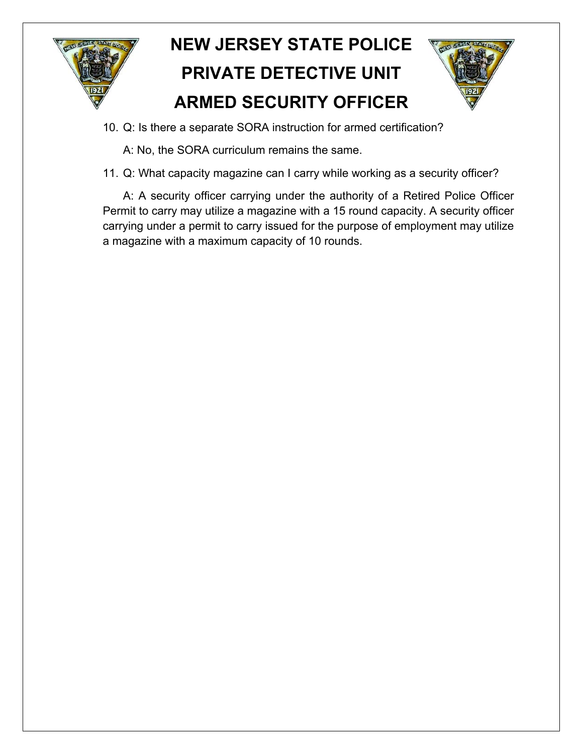10. Q: Is there a separate SORA instruction for armed certification?

    A: No, the SORA curriculum remains the same.

11. Q: What capacity magazine can I carry while working as a security officer?

    A: A security officer carrying under the authority of a Retired Police Officer Permit to carry may utilize a magazine with a 15 round capacity. A security officer carrying under a permit to carry issued for the purpose of employment may utilize a magazine with a maximum capacity of 10 rounds.